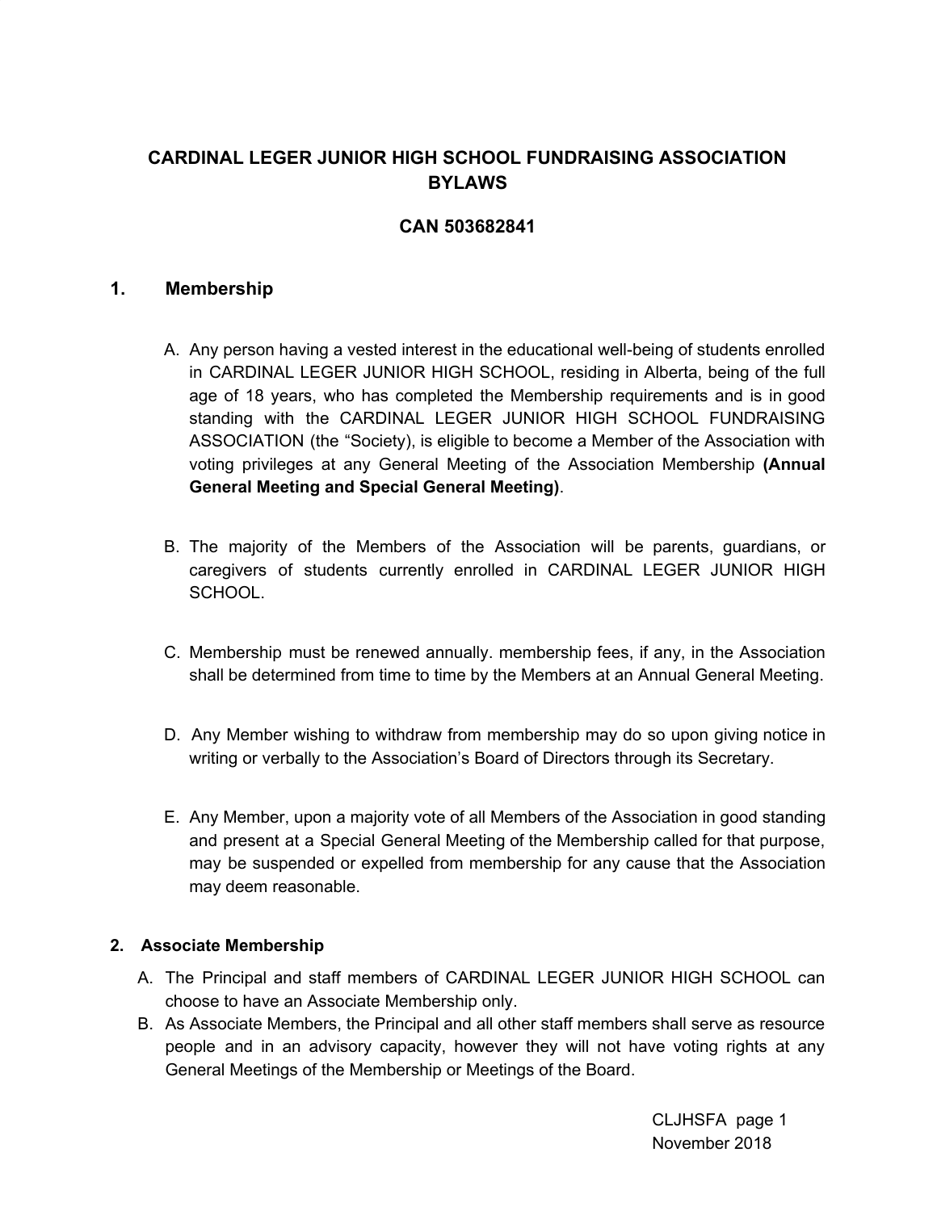# CARDINAL LEGER JUNIOR HIGH SCHOOL FUNDRAISING ASSOCIATION BYLAWS

## CAN 503682841

## 1. Membership

A. Any person having a vested interest in the educational well-being of students enrolled in CARDINAL LEGER JUNIOR HIGH SCHOOL, residing in Alberta, being of the full age of 18 years, who has completed the Membership requirements and is in good standing with the CARDINAL LEGER JUNIOR HIGH SCHOOL FUNDRAISING ASSOCIATION (the "Society), is eligible to become a Member of the Association with voting privileges at any General Meeting of the Association Membership **(Annual General Meeting and Special General Meeting)**.

B. The majority of the Members of the Association will be parents, guardians, or caregivers of students currently enrolled in CARDINAL LEGER JUNIOR HIGH SCHOOL.

C. Membership must be renewed annually. membership fees, if any, in the Association shall be determined from time to time by the Members at an Annual General Meeting.

D. Any Member wishing to withdraw from membership may do so upon giving notice in writing or verbally to the Association's Board of Directors through its Secretary.

E. Any Member, upon a majority vote of all Members of the Association in good standing and present at a Special General Meeting of the Membership called for that purpose, may be suspended or expelled from membership for any cause that the Association may deem reasonable.

## 2. Associate Membership

A. The Principal and staff members of CARDINAL LEGER JUNIOR HIGH SCHOOL can choose to have an Associate Membership only.

B. As Associate Members, the Principal and all other staff members shall serve as resource people and in an advisory capacity, however they will not have voting rights at any General Meetings of the Membership or Meetings of the Board.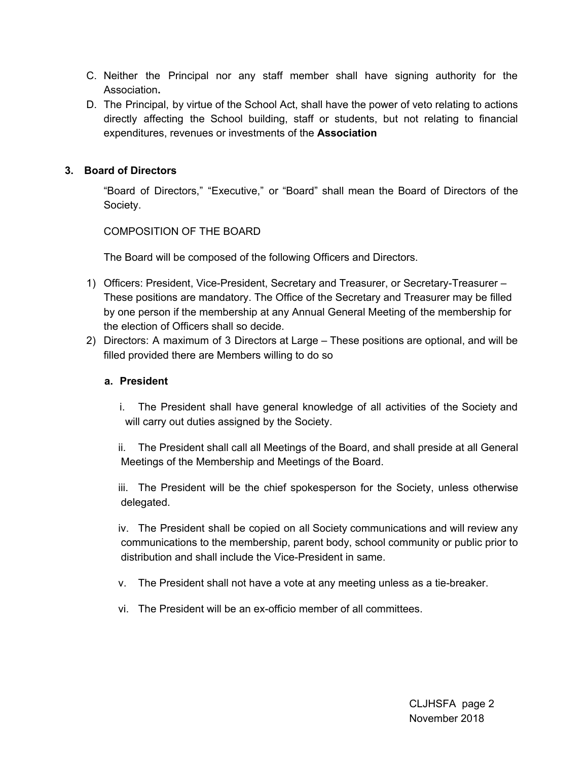C. Neither the Principal nor any staff member shall have signing authority for the Association**.**

D. The Principal, by virtue of the School Act, shall have the power of veto relating to actions directly affecting the School building, staff or students, but not relating to financial expenditures, revenues or investments of the **Association**

## 3. Board of Directors

"Board of Directors," "Executive," or "Board" shall mean the Board of Directors of the Society.

COMPOSITION OF THE BOARD

The Board will be composed of the following Officers and Directors.

1) Officers: President, Vice-President, Secretary and Treasurer, or Secretary-Treasurer – These positions are mandatory. The Office of the Secretary and Treasurer may be filled by one person if the membership at any Annual General Meeting of the membership for the election of Officers shall so decide.
2) Directors: A maximum of 3 Directors at Large – These positions are optional, and will be filled provided there are Members willing to do so

### a. President

i. The President shall have general knowledge of all activities of the Society and will carry out duties assigned by the Society.

ii. The President shall call all Meetings of the Board, and shall preside at all General Meetings of the Membership and Meetings of the Board.

iii. The President will be the chief spokesperson for the Society, unless otherwise delegated.

iv. The President shall be copied on all Society communications and will review any communications to the membership, parent body, school community or public prior to distribution and shall include the Vice-President in same.

v. The President shall not have a vote at any meeting unless as a tie-breaker.

vi. The President will be an ex-officio member of all committees.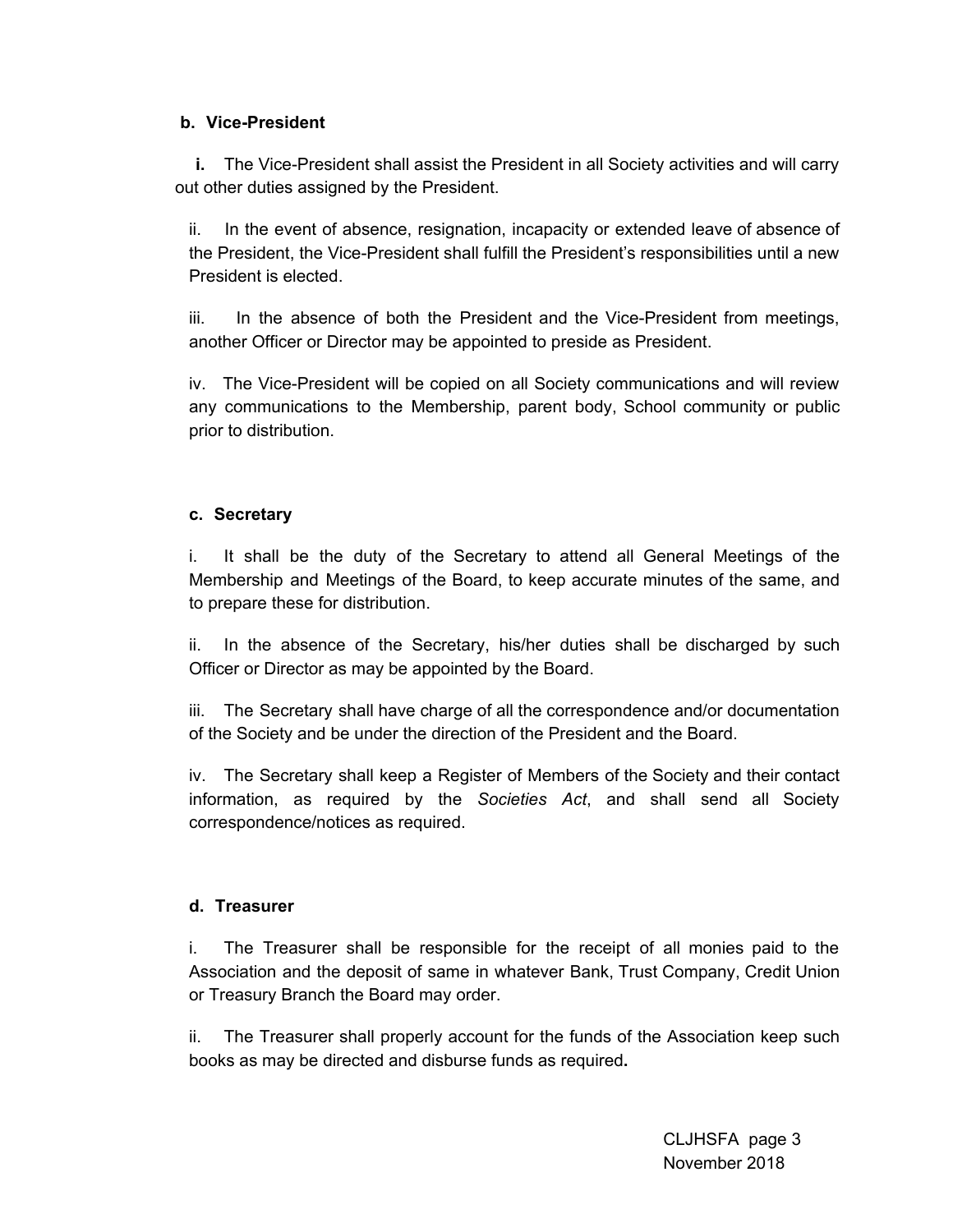**b. Vice-President**

**i.** The Vice-President shall assist the President in all Society activities and will carry out other duties assigned by the President.

ii. In the event of absence, resignation, incapacity or extended leave of absence of the President, the Vice-President shall fulfill the President's responsibilities until a new President is elected.

iii. In the absence of both the President and the Vice-President from meetings, another Officer or Director may be appointed to preside as President.

iv. The Vice-President will be copied on all Society communications and will review any communications to the Membership, parent body, School community or public prior to distribution.

**c. Secretary**

i. It shall be the duty of the Secretary to attend all General Meetings of the Membership and Meetings of the Board, to keep accurate minutes of the same, and to prepare these for distribution.

ii. In the absence of the Secretary, his/her duties shall be discharged by such Officer or Director as may be appointed by the Board.

iii. The Secretary shall have charge of all the correspondence and/or documentation of the Society and be under the direction of the President and the Board.

iv. The Secretary shall keep a Register of Members of the Society and their contact information, as required by the *Societies Act*, and shall send all Society correspondence/notices as required.

**d. Treasurer**

i. The Treasurer shall be responsible for the receipt of all monies paid to the Association and the deposit of same in whatever Bank, Trust Company, Credit Union or Treasury Branch the Board may order.

ii. The Treasurer shall properly account for the funds of the Association keep such books as may be directed and disburse funds as required**.**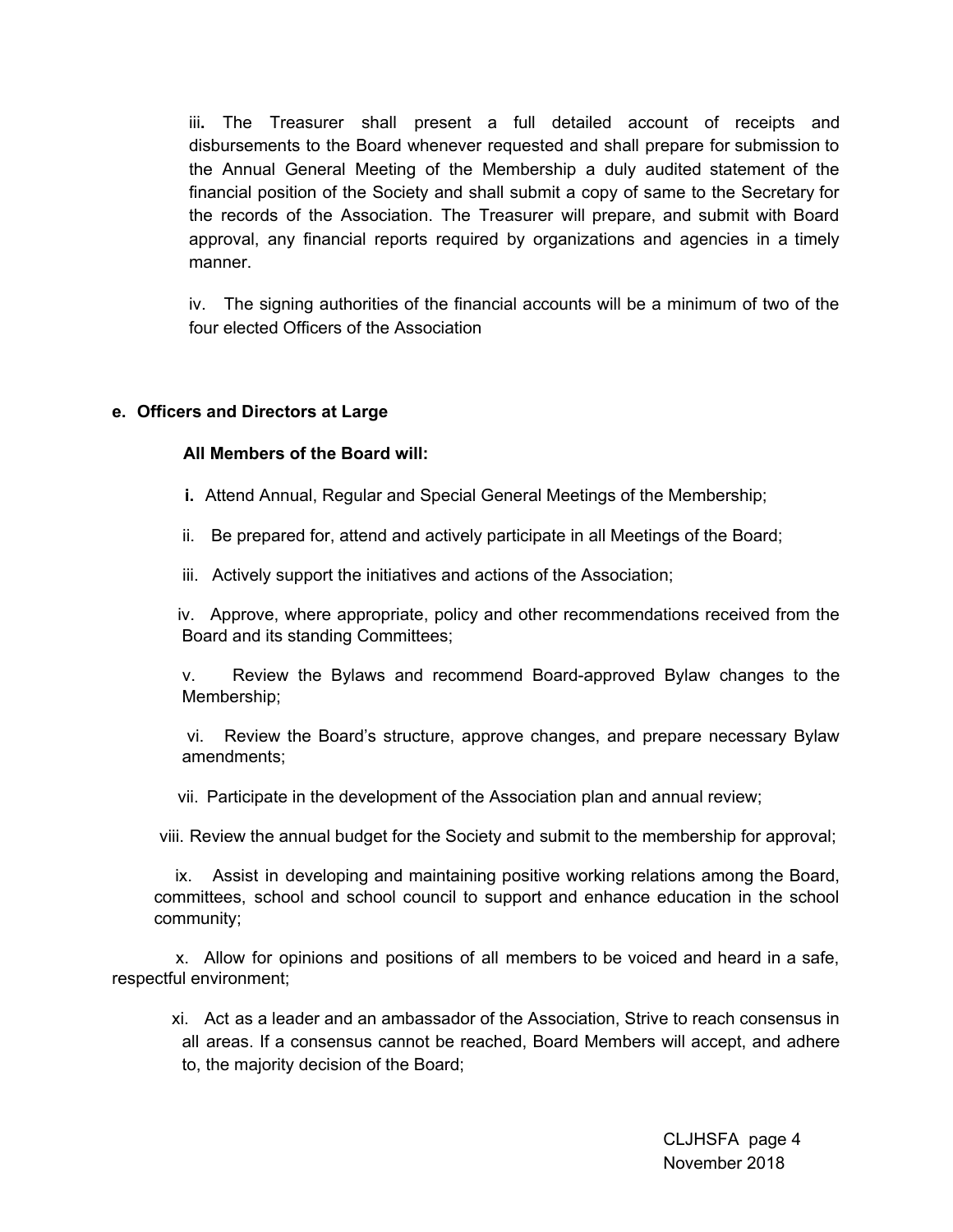iii**.** The Treasurer shall present a full detailed account of receipts and disbursements to the Board whenever requested and shall prepare for submission to the Annual General Meeting of the Membership a duly audited statement of the financial position of the Society and shall submit a copy of same to the Secretary for the records of the Association. The Treasurer will prepare, and submit with Board approval, any financial reports required by organizations and agencies in a timely manner.

iv. The signing authorities of the financial accounts will be a minimum of two of the four elected Officers of the Association

**e. Officers and Directors at Large**

**All Members of the Board will:**

**i.** Attend Annual, Regular and Special General Meetings of the Membership;

ii. Be prepared for, attend and actively participate in all Meetings of the Board;

iii. Actively support the initiatives and actions of the Association;

iv. Approve, where appropriate, policy and other recommendations received from the Board and its standing Committees;

v. Review the Bylaws and recommend Board-approved Bylaw changes to the Membership;

vi. Review the Board's structure, approve changes, and prepare necessary Bylaw amendments;

vii. Participate in the development of the Association plan and annual review;

viii. Review the annual budget for the Society and submit to the membership for approval;

ix. Assist in developing and maintaining positive working relations among the Board, committees, school and school council to support and enhance education in the school community;

x. Allow for opinions and positions of all members to be voiced and heard in a safe, respectful environment;

xi. Act as a leader and an ambassador of the Association, Strive to reach consensus in all areas. If a consensus cannot be reached, Board Members will accept, and adhere to, the majority decision of the Board;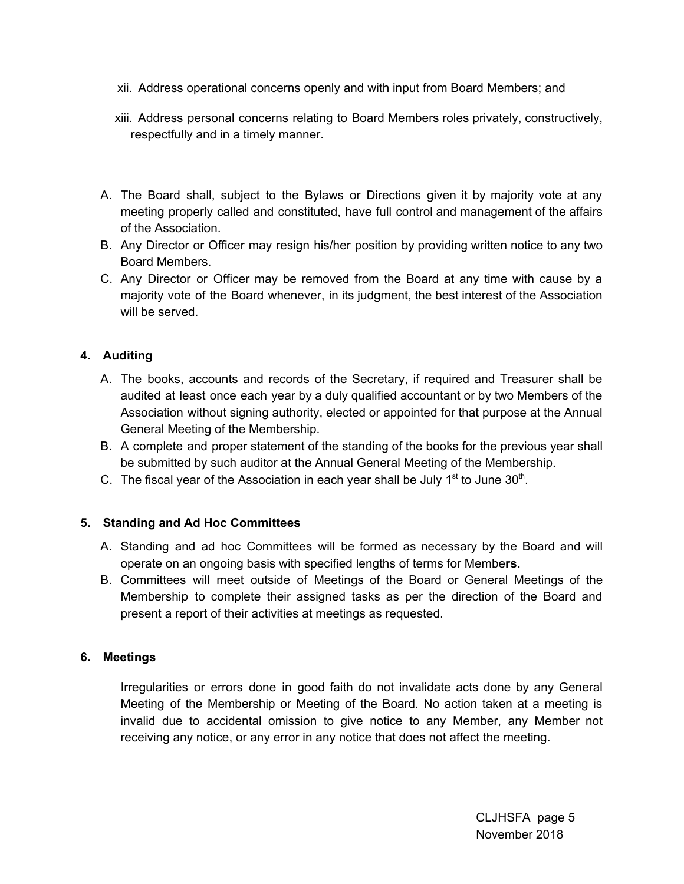xii. Address operational concerns openly and with input from Board Members; and

xiii. Address personal concerns relating to Board Members roles privately, constructively, respectfully and in a timely manner.

A. The Board shall, subject to the Bylaws or Directions given it by majority vote at any meeting properly called and constituted, have full control and management of the affairs of the Association.
B. Any Director or Officer may resign his/her position by providing written notice to any two Board Members.
C. Any Director or Officer may be removed from the Board at any time with cause by a majority vote of the Board whenever, in its judgment, the best interest of the Association will be served.

**4. Auditing**

A. The books, accounts and records of the Secretary, if required and Treasurer shall be audited at least once each year by a duly qualified accountant or by two Members of the Association without signing authority, elected or appointed for that purpose at the Annual General Meeting of the Membership.
B. A complete and proper statement of the standing of the books for the previous year shall be submitted by such auditor at the Annual General Meeting of the Membership.
C. The fiscal year of the Association in each year shall be July 1st to June 30th.

**5. Standing and Ad Hoc Committees**

A. Standing and ad hoc Committees will be formed as necessary by the Board and will operate on an ongoing basis with specified lengths of terms for Membe**rs.**
B. Committees will meet outside of Meetings of the Board or General Meetings of the Membership to complete their assigned tasks as per the direction of the Board and present a report of their activities at meetings as requested.

**6. Meetings**

Irregularities or errors done in good faith do not invalidate acts done by any General Meeting of the Membership or Meeting of the Board. No action taken at a meeting is invalid due to accidental omission to give notice to any Member, any Member not receiving any notice, or any error in any notice that does not affect the meeting.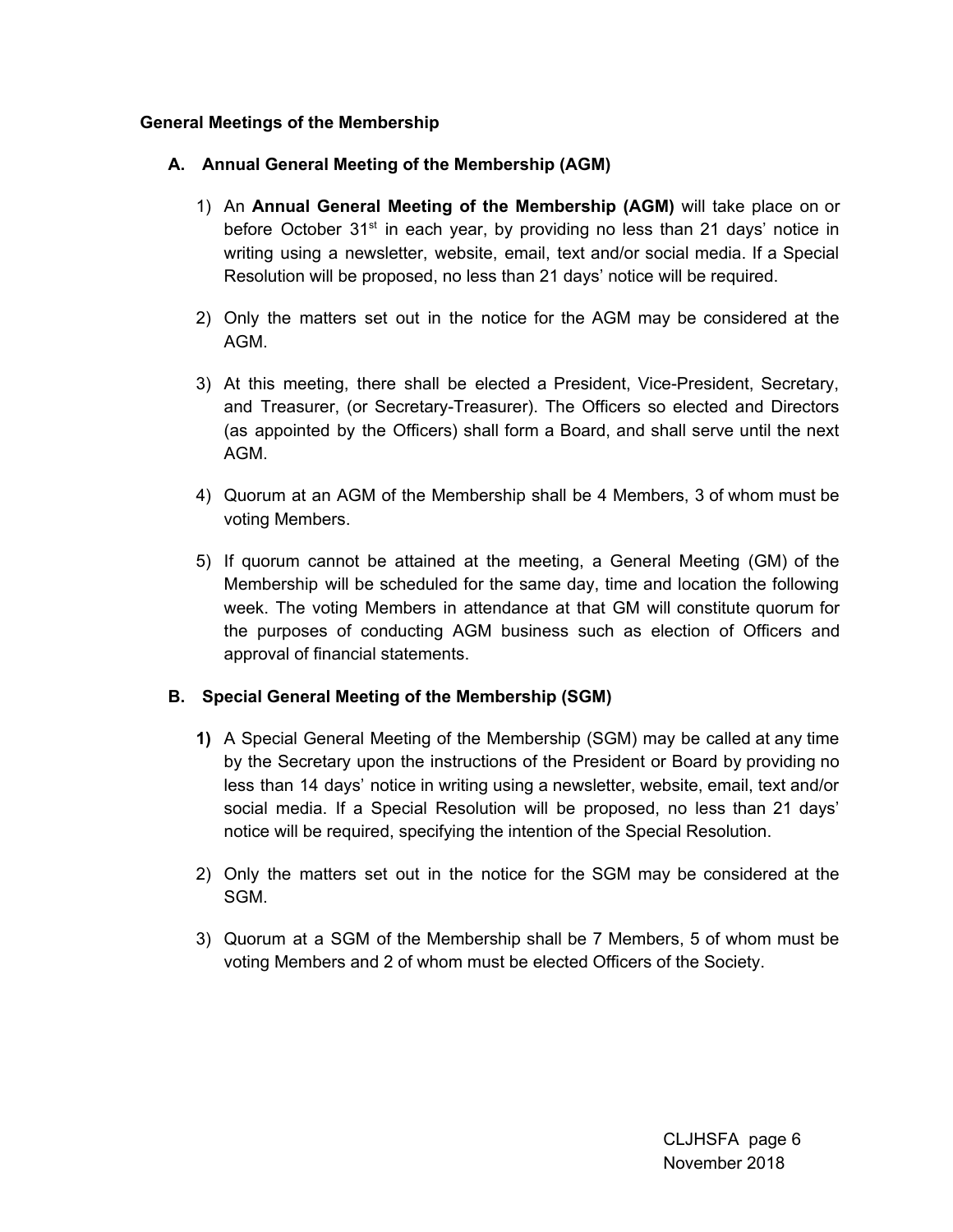**General Meetings of the Membership**

### A. Annual General Meeting of the Membership (AGM)

1) An **Annual General Meeting of the Membership (AGM)** will take place on or before October 31st in each year, by providing no less than 21 days' notice in writing using a newsletter, website, email, text and/or social media. If a Special Resolution will be proposed, no less than 21 days' notice will be required.

2) Only the matters set out in the notice for the AGM may be considered at the AGM.

3) At this meeting, there shall be elected a President, Vice-President, Secretary, and Treasurer, (or Secretary-Treasurer). The Officers so elected and Directors (as appointed by the Officers) shall form a Board, and shall serve until the next AGM.

4) Quorum at an AGM of the Membership shall be 4 Members, 3 of whom must be voting Members.

5) If quorum cannot be attained at the meeting, a General Meeting (GM) of the Membership will be scheduled for the same day, time and location the following week. The voting Members in attendance at that GM will constitute quorum for the purposes of conducting AGM business such as election of Officers and approval of financial statements.

### B. Special General Meeting of the Membership (SGM)

1) A Special General Meeting of the Membership (SGM) may be called at any time by the Secretary upon the instructions of the President or Board by providing no less than 14 days' notice in writing using a newsletter, website, email, text and/or social media. If a Special Resolution will be proposed, no less than 21 days' notice will be required, specifying the intention of the Special Resolution.

2) Only the matters set out in the notice for the SGM may be considered at the SGM.

3) Quorum at a SGM of the Membership shall be 7 Members, 5 of whom must be voting Members and 2 of whom must be elected Officers of the Society.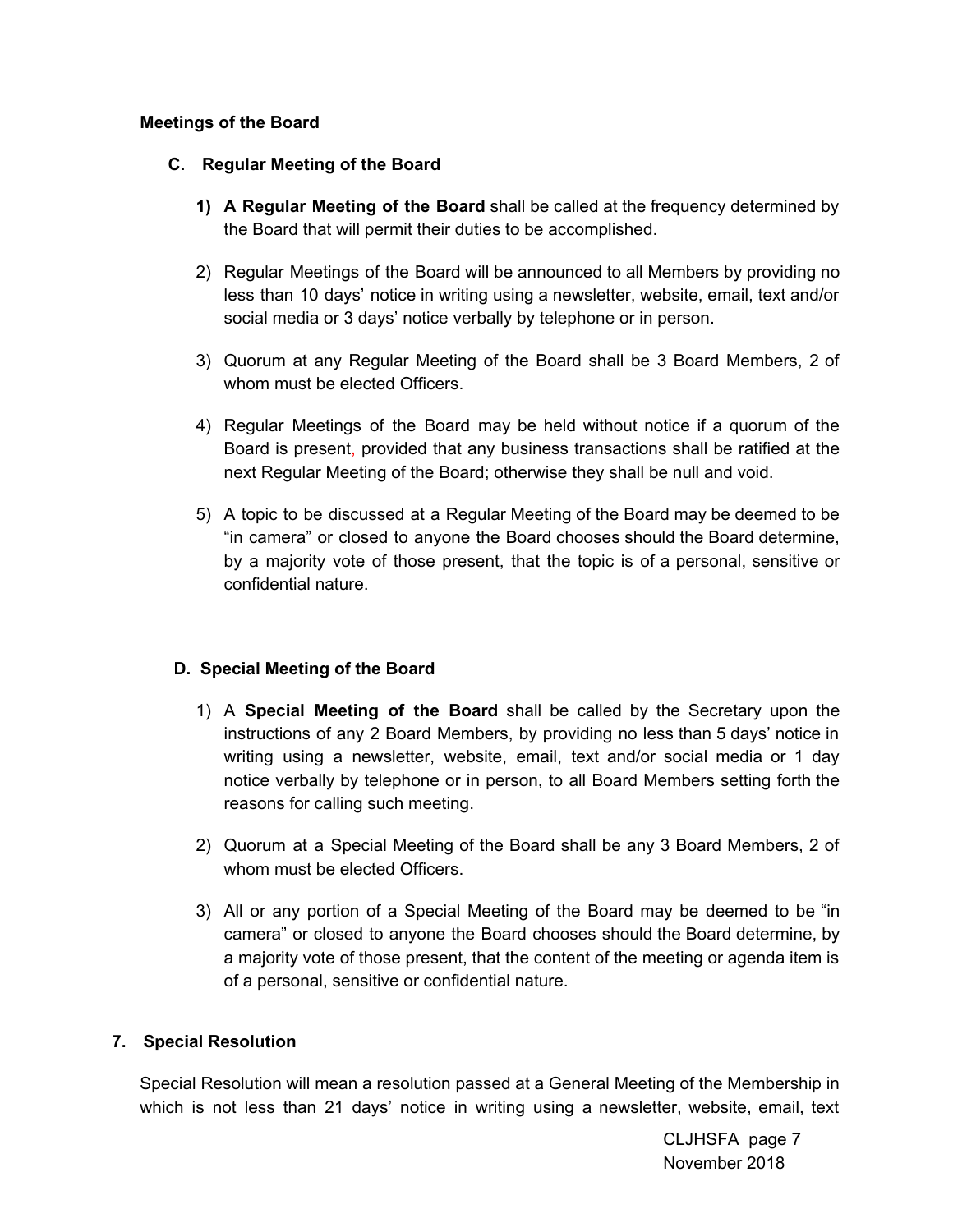**Meetings of the Board**

**C. Regular Meeting of the Board**

1) **A Regular Meeting of the Board** shall be called at the frequency determined by the Board that will permit their duties to be accomplished.

2) Regular Meetings of the Board will be announced to all Members by providing no less than 10 days' notice in writing using a newsletter, website, email, text and/or social media or 3 days' notice verbally by telephone or in person.

3) Quorum at any Regular Meeting of the Board shall be 3 Board Members, 2 of whom must be elected Officers.

4) Regular Meetings of the Board may be held without notice if a quorum of the Board is present, provided that any business transactions shall be ratified at the next Regular Meeting of the Board; otherwise they shall be null and void.

5) A topic to be discussed at a Regular Meeting of the Board may be deemed to be "in camera" or closed to anyone the Board chooses should the Board determine, by a majority vote of those present, that the topic is of a personal, sensitive or confidential nature.

**D. Special Meeting of the Board**

1) A **Special Meeting of the Board** shall be called by the Secretary upon the instructions of any 2 Board Members, by providing no less than 5 days' notice in writing using a newsletter, website, email, text and/or social media or 1 day notice verbally by telephone or in person, to all Board Members setting forth the reasons for calling such meeting.

2) Quorum at a Special Meeting of the Board shall be any 3 Board Members, 2 of whom must be elected Officers.

3) All or any portion of a Special Meeting of the Board may be deemed to be "in camera" or closed to anyone the Board chooses should the Board determine, by a majority vote of those present, that the content of the meeting or agenda item is of a personal, sensitive or confidential nature.

**7. Special Resolution**

Special Resolution will mean a resolution passed at a General Meeting of the Membership in which is not less than 21 days' notice in writing using a newsletter, website, email, text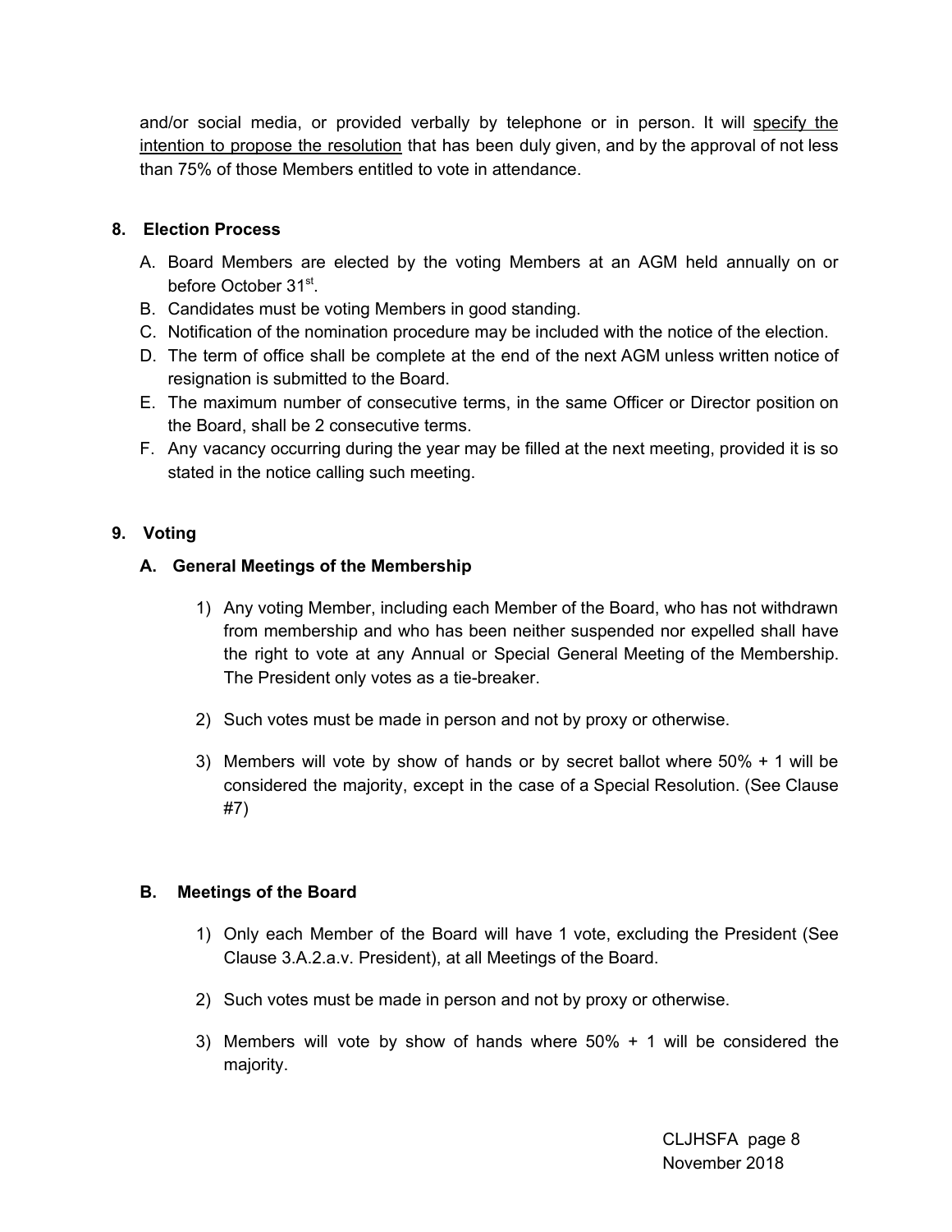and/or social media, or provided verbally by telephone or in person. It will <u>specify the intention to propose the resolution</u> that has been duly given, and by the approval of not less than 75% of those Members entitled to vote in attendance.

## 8. Election Process

A. Board Members are elected by the voting Members at an AGM held annually on or before October 31st.
B. Candidates must be voting Members in good standing.
C. Notification of the nomination procedure may be included with the notice of the election.
D. The term of office shall be complete at the end of the next AGM unless written notice of resignation is submitted to the Board.
E. The maximum number of consecutive terms, in the same Officer or Director position on the Board, shall be 2 consecutive terms.
F. Any vacancy occurring during the year may be filled at the next meeting, provided it is so stated in the notice calling such meeting.

## 9. Voting

### A. General Meetings of the Membership

1) Any voting Member, including each Member of the Board, who has not withdrawn from membership and who has been neither suspended nor expelled shall have the right to vote at any Annual or Special General Meeting of the Membership. The President only votes as a tie-breaker.

2) Such votes must be made in person and not by proxy or otherwise.

3) Members will vote by show of hands or by secret ballot where 50% + 1 will be considered the majority, except in the case of a Special Resolution. (See Clause #7)

### B. Meetings of the Board

1) Only each Member of the Board will have 1 vote, excluding the President (See Clause 3.A.2.a.v. President), at all Meetings of the Board.

2) Such votes must be made in person and not by proxy or otherwise.

3) Members will vote by show of hands where 50% + 1 will be considered the majority.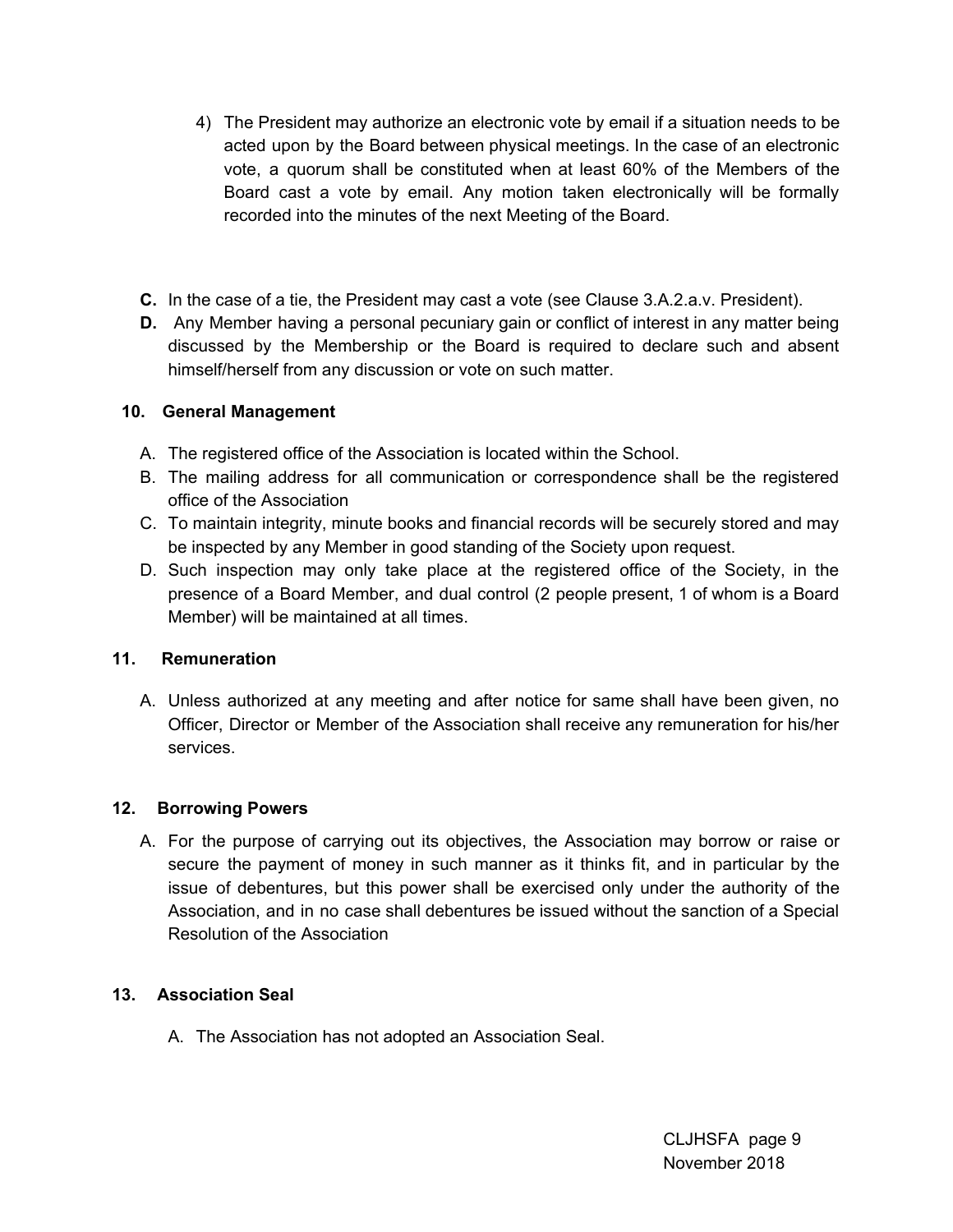4) The President may authorize an electronic vote by email if a situation needs to be acted upon by the Board between physical meetings. In the case of an electronic vote, a quorum shall be constituted when at least 60% of the Members of the Board cast a vote by email. Any motion taken electronically will be formally recorded into the minutes of the next Meeting of the Board.

**C.** In the case of a tie, the President may cast a vote (see Clause 3.A.2.a.v. President).

**D.** Any Member having a personal pecuniary gain or conflict of interest in any matter being discussed by the Membership or the Board is required to declare such and absent himself/herself from any discussion or vote on such matter.

## 10. General Management

A. The registered office of the Association is located within the School.

B. The mailing address for all communication or correspondence shall be the registered office of the Association

C. To maintain integrity, minute books and financial records will be securely stored and may be inspected by any Member in good standing of the Society upon request.

D. Such inspection may only take place at the registered office of the Society, in the presence of a Board Member, and dual control (2 people present, 1 of whom is a Board Member) will be maintained at all times.

## 11. Remuneration

A. Unless authorized at any meeting and after notice for same shall have been given, no Officer, Director or Member of the Association shall receive any remuneration for his/her services.

## 12. Borrowing Powers

A. For the purpose of carrying out its objectives, the Association may borrow or raise or secure the payment of money in such manner as it thinks fit, and in particular by the issue of debentures, but this power shall be exercised only under the authority of the Association, and in no case shall debentures be issued without the sanction of a Special Resolution of the Association

## 13. Association Seal

A. The Association has not adopted an Association Seal.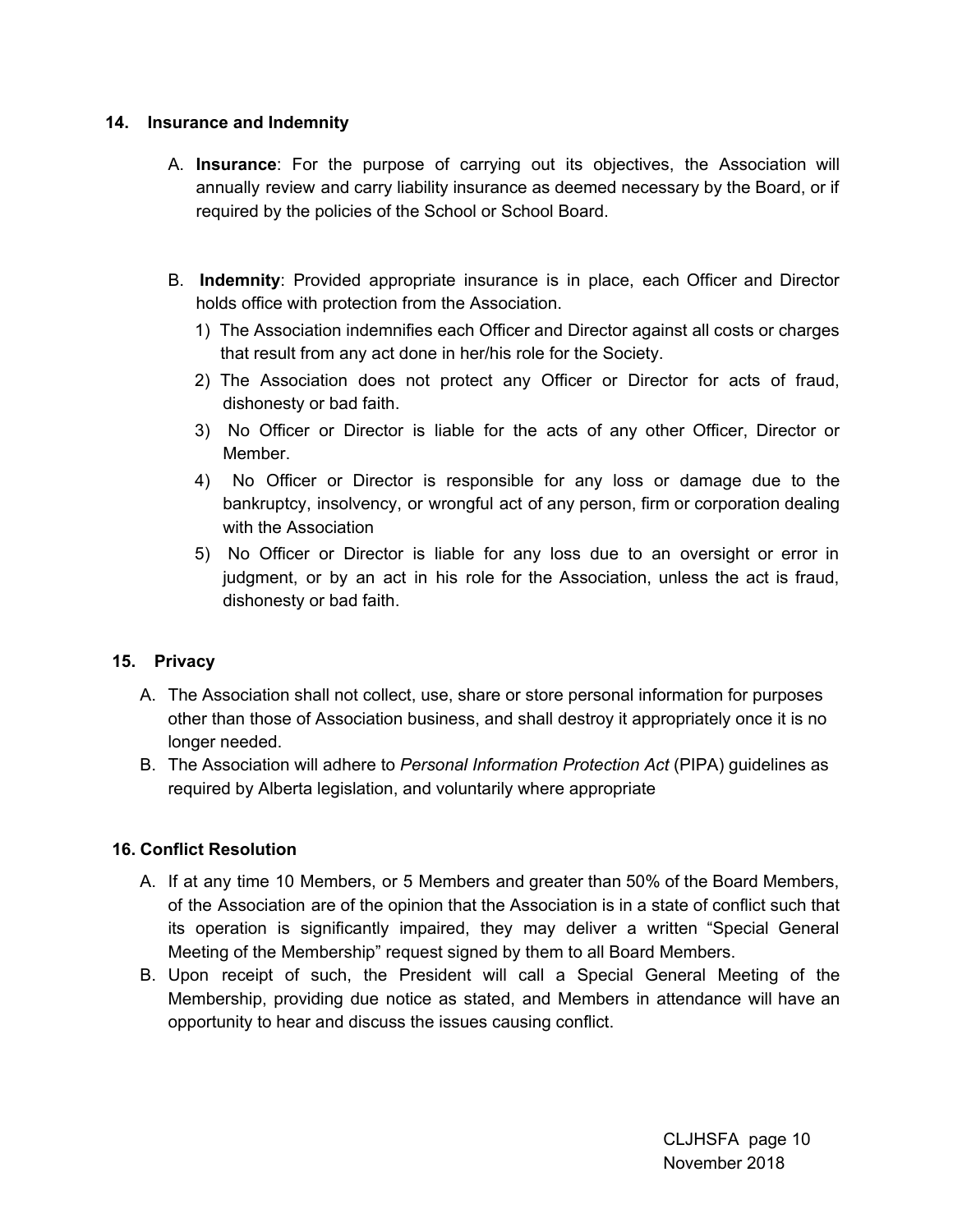## 14. Insurance and Indemnity

A. **Insurance**: For the purpose of carrying out its objectives, the Association will annually review and carry liability insurance as deemed necessary by the Board, or if required by the policies of the School or School Board.

B. **Indemnity**: Provided appropriate insurance is in place, each Officer and Director holds office with protection from the Association.

1) The Association indemnifies each Officer and Director against all costs or charges that result from any act done in her/his role for the Society.
2) The Association does not protect any Officer or Director for acts of fraud, dishonesty or bad faith.
3) No Officer or Director is liable for the acts of any other Officer, Director or Member.
4) No Officer or Director is responsible for any loss or damage due to the bankruptcy, insolvency, or wrongful act of any person, firm or corporation dealing with the Association
5) No Officer or Director is liable for any loss due to an oversight or error in judgment, or by an act in his role for the Association, unless the act is fraud, dishonesty or bad faith.

## 15. Privacy

A. The Association shall not collect, use, share or store personal information for purposes other than those of Association business, and shall destroy it appropriately once it is no longer needed.

B. The Association will adhere to *Personal Information Protection Act* (PIPA) guidelines as required by Alberta legislation, and voluntarily where appropriate

## 16. Conflict Resolution

A. If at any time 10 Members, or 5 Members and greater than 50% of the Board Members, of the Association are of the opinion that the Association is in a state of conflict such that its operation is significantly impaired, they may deliver a written "Special General Meeting of the Membership" request signed by them to all Board Members.

B. Upon receipt of such, the President will call a Special General Meeting of the Membership, providing due notice as stated, and Members in attendance will have an opportunity to hear and discuss the issues causing conflict.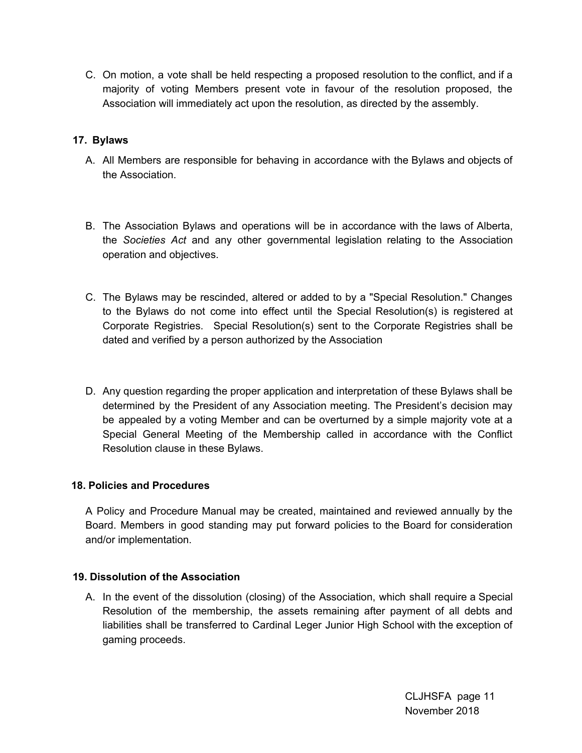C. On motion, a vote shall be held respecting a proposed resolution to the conflict, and if a majority of voting Members present vote in favour of the resolution proposed, the Association will immediately act upon the resolution, as directed by the assembly.

### 17. Bylaws

A. All Members are responsible for behaving in accordance with the Bylaws and objects of the Association.

B. The Association Bylaws and operations will be in accordance with the laws of Alberta, the *Societies Act* and any other governmental legislation relating to the Association operation and objectives.

C. The Bylaws may be rescinded, altered or added to by a "Special Resolution." Changes to the Bylaws do not come into effect until the Special Resolution(s) is registered at Corporate Registries. Special Resolution(s) sent to the Corporate Registries shall be dated and verified by a person authorized by the Association

D. Any question regarding the proper application and interpretation of these Bylaws shall be determined by the President of any Association meeting. The President's decision may be appealed by a voting Member and can be overturned by a simple majority vote at a Special General Meeting of the Membership called in accordance with the Conflict Resolution clause in these Bylaws.

### 18. Policies and Procedures

A Policy and Procedure Manual may be created, maintained and reviewed annually by the Board. Members in good standing may put forward policies to the Board for consideration and/or implementation.

### 19. Dissolution of the Association

A. In the event of the dissolution (closing) of the Association, which shall require a Special Resolution of the membership, the assets remaining after payment of all debts and liabilities shall be transferred to Cardinal Leger Junior High School with the exception of gaming proceeds.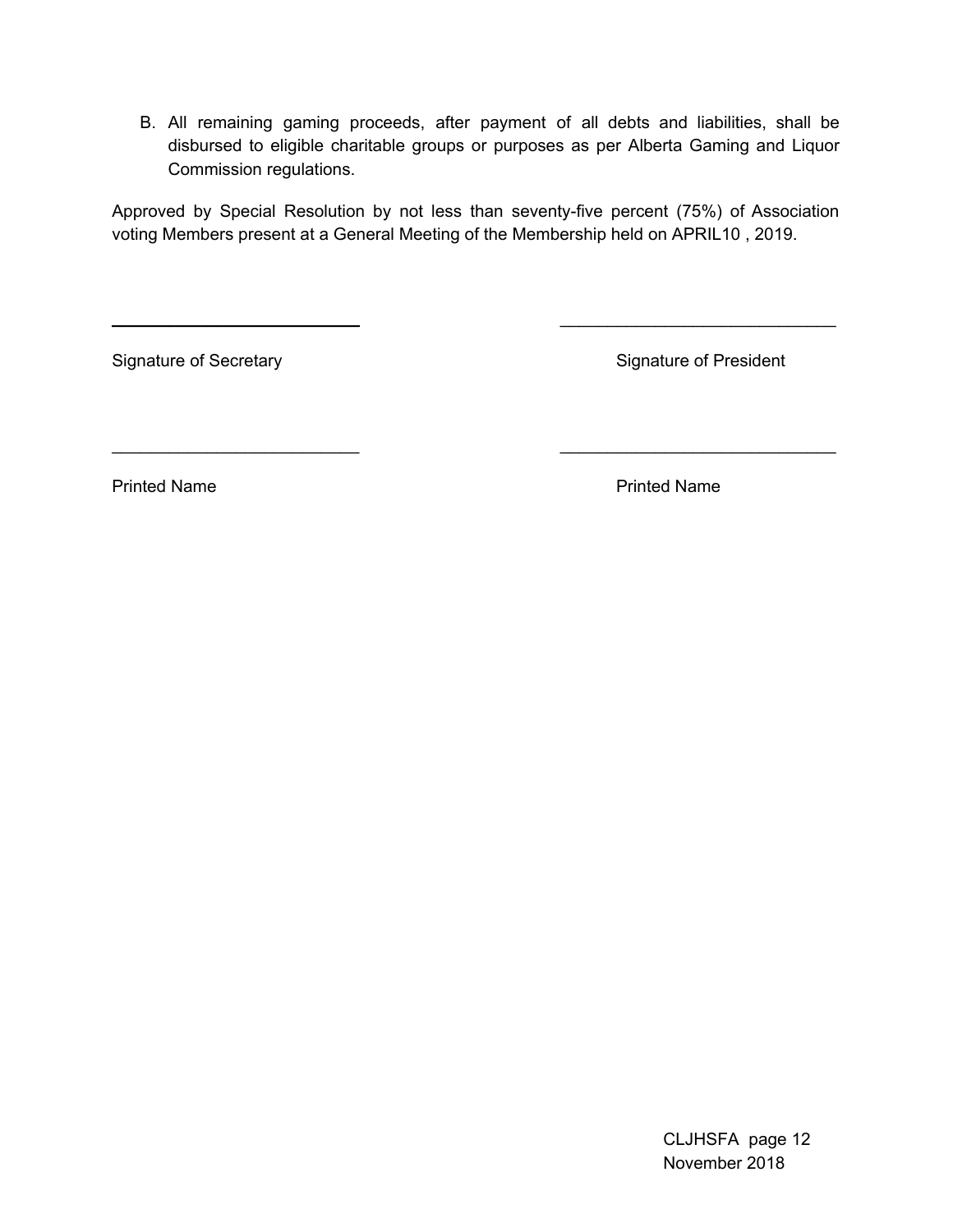B. All remaining gaming proceeds, after payment of all debts and liabilities, shall be disbursed to eligible charitable groups or purposes as per Alberta Gaming and Liquor Commission regulations.

Approved by Special Resolution by not less than seventy-five percent (75%) of Association voting Members present at a General Meeting of the Membership held on APRIL10 , 2019.

___________________________ ___________________________

Signature of Secretary Signature of President

___________________________ ___________________________

Printed Name Printed Name